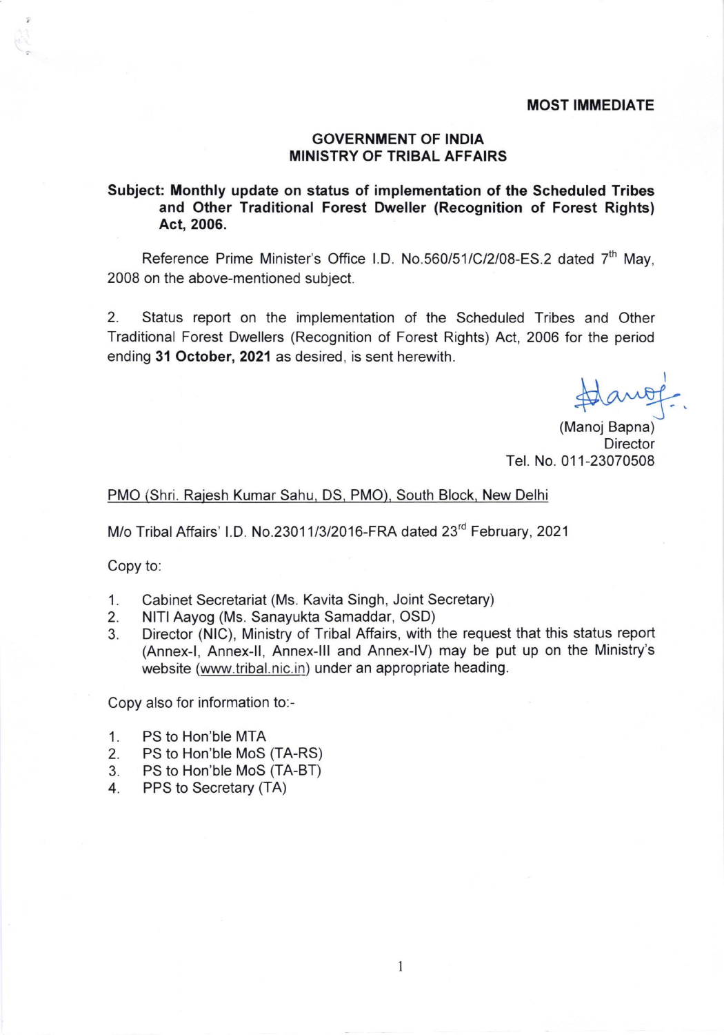**MOST IMMEDIATE**

**GOVERNMENT OF INDIA**
**MINISTRY OF TRIBAL AFFAIRS**

**Subject: Monthly update on status of implementation of the Scheduled Tribes and Other Traditional Forest Dweller (Recognition of Forest Rights) Act, 2006.**

Reference Prime Minister's Office I.D. No.560/51/C/2/08-ES.2 dated 7th May, 2008 on the above-mentioned subject.

2. Status report on the implementation of the Scheduled Tribes and Other Traditional Forest Dwellers (Recognition of Forest Rights) Act, 2006 for the period ending **31 October, 2021** as desired, is sent herewith.

(Manoj Bapna)
Director
Tel. No. 011-23070508

PMO (Shri. Rajesh Kumar Sahu, DS, PMO), South Block, New Delhi

M/o Tribal Affairs' I.D. No.23011/3/2016-FRA dated 23rd February, 2021

Copy to:

1. Cabinet Secretariat (Ms. Kavita Singh, Joint Secretary)
2. NITI Aayog (Ms. Sanayukta Samaddar, OSD)
3. Director (NIC), Ministry of Tribal Affairs, with the request that this status report (Annex-I, Annex-II, Annex-III and Annex-IV) may be put up on the Ministry's website (www.tribal.nic.in) under an appropriate heading.

Copy also for information to:-

1. PS to Hon'ble MTA
2. PS to Hon'ble MoS (TA-RS)
3. PS to Hon'ble MoS (TA-BT)
4. PPS to Secretary (TA)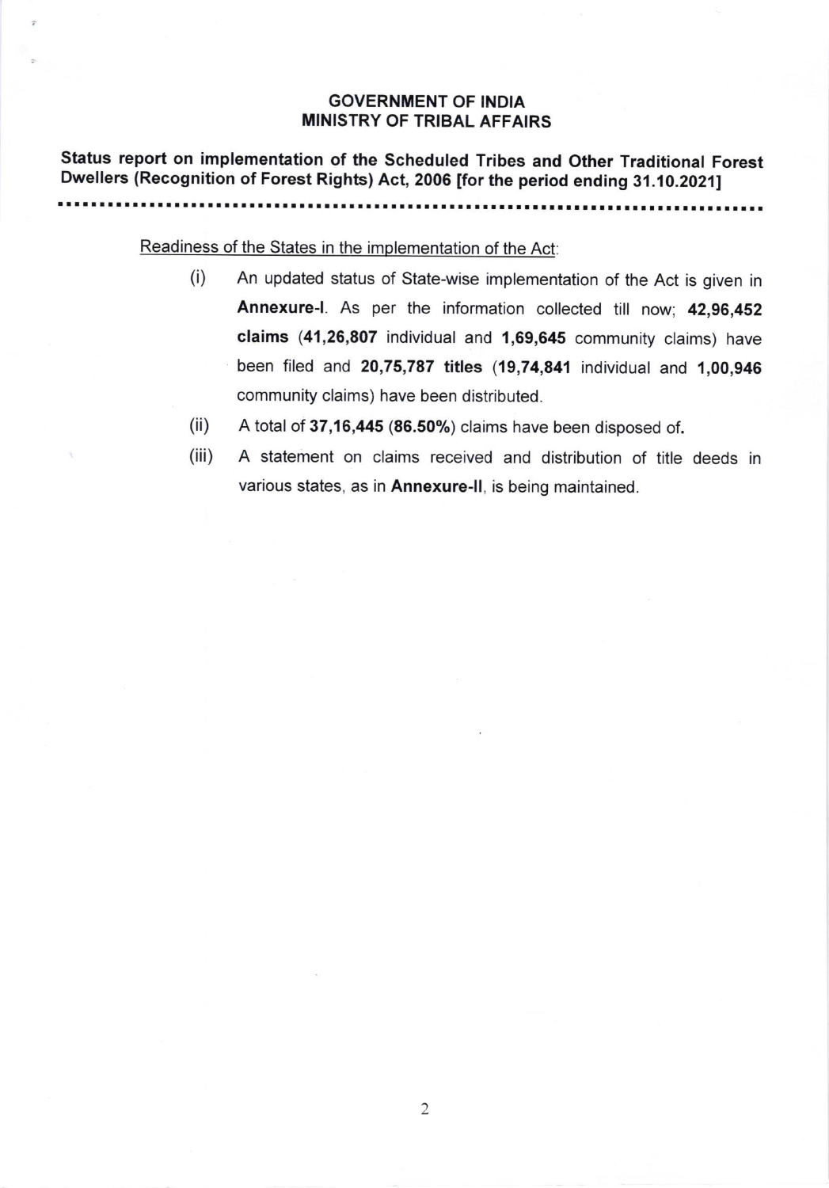**GOVERNMENT OF INDIA**
**MINISTRY OF TRIBAL AFFAIRS**

**Status report on implementation of the Scheduled Tribes and Other Traditional Forest Dwellers (Recognition of Forest Rights) Act, 2006 [for the period ending 31.10.2021]**

---

Readiness of the States in the implementation of the Act:

(i) An updated status of State-wise implementation of the Act is given in **Annexure-I**. As per the information collected till now; **42,96,452 claims** (**41,26,807** individual and **1,69,645** community claims) have been filed and **20,75,787 titles** (**19,74,841** individual and **1,00,946** community claims) have been distributed.

(ii) A total of **37,16,445** (**86.50%**) claims have been disposed of.

(iii) A statement on claims received and distribution of title deeds in various states, as in **Annexure-II**, is being maintained.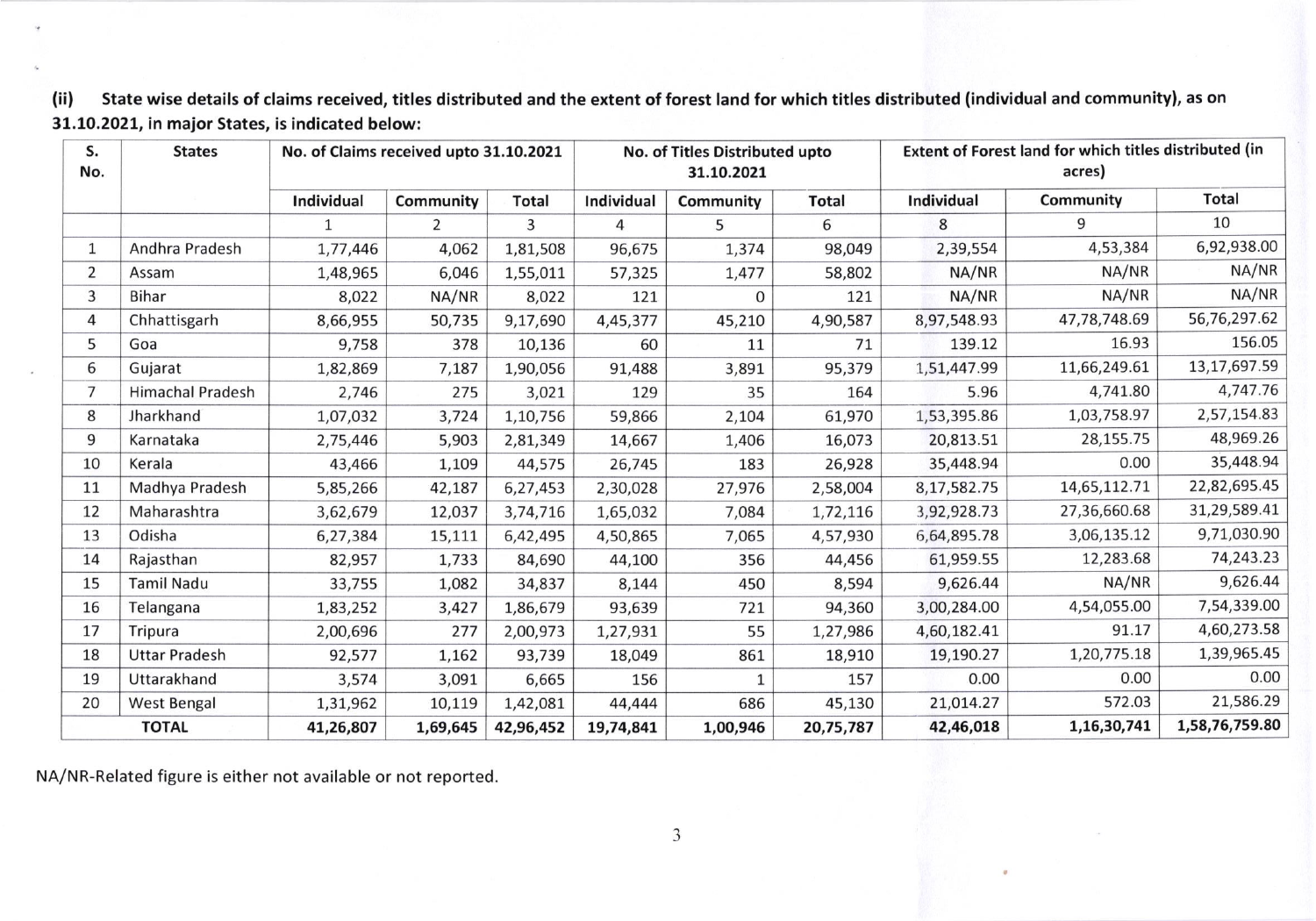**(ii) State wise details of claims received, titles distributed and the extent of forest land for which titles distributed (individual and community), as on 31.10.2021, in major States, is indicated below:**

| S. No. | States | No. of Claims received upto 31.10.2021 | | | No. of Titles Distributed upto 31.10.2021 | | | Extent of Forest land for which titles distributed (in acres) | | |
|---|---|---|---|---|---|---|---|---|---|---|
| | | Individual | Community | Total | Individual | Community | Total | Individual | Community | Total |
| | | 1 | 2 | 3 | 4 | 5 | 6 | 8 | 9 | 10 |
| 1 | Andhra Pradesh | 1,77,446 | 4,062 | 1,81,508 | 96,675 | 1,374 | 98,049 | 2,39,554 | 4,53,384 | 6,92,938.00 |
| 2 | Assam | 1,48,965 | 6,046 | 1,55,011 | 57,325 | 1,477 | 58,802 | NA/NR | NA/NR | NA/NR |
| 3 | Bihar | 8,022 | NA/NR | 8,022 | 121 | 0 | 121 | NA/NR | NA/NR | NA/NR |
| 4 | Chhattisgarh | 8,66,955 | 50,735 | 9,17,690 | 4,45,377 | 45,210 | 4,90,587 | 8,97,548.93 | 47,78,748.69 | 56,76,297.62 |
| 5 | Goa | 9,758 | 378 | 10,136 | 60 | 11 | 71 | 139.12 | 16.93 | 156.05 |
| 6 | Gujarat | 1,82,869 | 7,187 | 1,90,056 | 91,488 | 3,891 | 95,379 | 1,51,447.99 | 11,66,249.61 | 13,17,697.59 |
| 7 | Himachal Pradesh | 2,746 | 275 | 3,021 | 129 | 35 | 164 | 5.96 | 4,741.80 | 4,747.76 |
| 8 | Jharkhand | 1,07,032 | 3,724 | 1,10,756 | 59,866 | 2,104 | 61,970 | 1,53,395.86 | 1,03,758.97 | 2,57,154.83 |
| 9 | Karnataka | 2,75,446 | 5,903 | 2,81,349 | 14,667 | 1,406 | 16,073 | 20,813.51 | 28,155.75 | 48,969.26 |
| 10 | Kerala | 43,466 | 1,109 | 44,575 | 26,745 | 183 | 26,928 | 35,448.94 | 0.00 | 35,448.94 |
| 11 | Madhya Pradesh | 5,85,266 | 42,187 | 6,27,453 | 2,30,028 | 27,976 | 2,58,004 | 8,17,582.75 | 14,65,112.71 | 22,82,695.45 |
| 12 | Maharashtra | 3,62,679 | 12,037 | 3,74,716 | 1,65,032 | 7,084 | 1,72,116 | 3,92,928.73 | 27,36,660.68 | 31,29,589.41 |
| 13 | Odisha | 6,27,384 | 15,111 | 6,42,495 | 4,50,865 | 7,065 | 4,57,930 | 6,64,895.78 | 3,06,135.12 | 9,71,030.90 |
| 14 | Rajasthan | 82,957 | 1,733 | 84,690 | 44,100 | 356 | 44,456 | 61,959.55 | 12,283.68 | 74,243.23 |
| 15 | Tamil Nadu | 33,755 | 1,082 | 34,837 | 8,144 | 450 | 8,594 | 9,626.44 | NA/NR | 9,626.44 |
| 16 | Telangana | 1,83,252 | 3,427 | 1,86,679 | 93,639 | 721 | 94,360 | 3,00,284.00 | 4,54,055.00 | 7,54,339.00 |
| 17 | Tripura | 2,00,696 | 277 | 2,00,973 | 1,27,931 | 55 | 1,27,986 | 4,60,182.41 | 91.17 | 4,60,273.58 |
| 18 | Uttar Pradesh | 92,577 | 1,162 | 93,739 | 18,049 | 861 | 18,910 | 19,190.27 | 1,20,775.18 | 1,39,965.45 |
| 19 | Uttarakhand | 3,574 | 3,091 | 6,665 | 156 | 1 | 157 | 0.00 | 0.00 | 0.00 |
| 20 | West Bengal | 1,31,962 | 10,119 | 1,42,081 | 44,444 | 686 | 45,130 | 21,014.27 | 572.03 | 21,586.29 |
| | **TOTAL** | **41,26,807** | **1,69,645** | **42,96,452** | **19,74,841** | **1,00,946** | **20,75,787** | **42,46,018** | **1,16,30,741** | **1,58,76,759.80** |

NA/NR-Related figure is either not available or not reported.